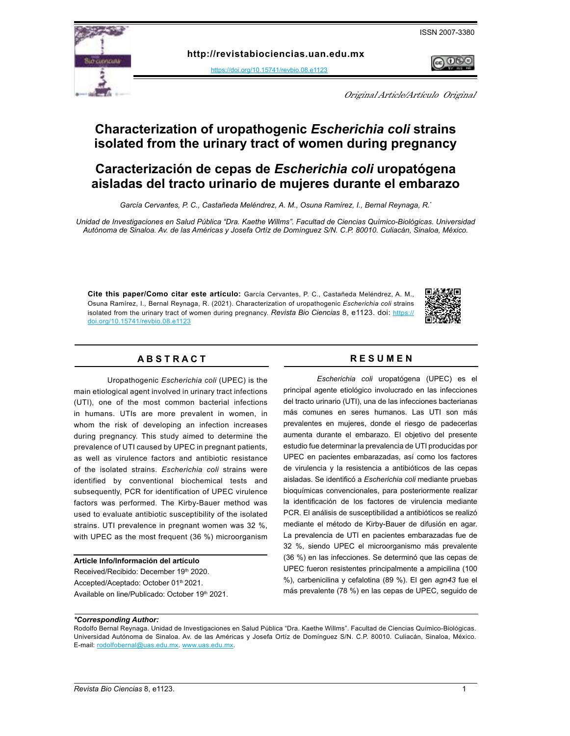ISSN 2007-3380

**http://revistabiociencias.uan.edu.mx**

https://doi.org/10.15741/revbio.08.e1123

*Original Article/Artículo Original*

# Characterization of uropathogenic *Escherichia coli* strains isolated from the urinary tract of women during pregnancy

# Caracterización de cepas de *Escherichia coli* uropatógena aisladas del tracto urinario de mujeres durante el embarazo

*García Cervantes, P. C., Castañeda Meléndrez, A. M., Osuna Ramírez, I., Bernal Reynaga, R.**

*Unidad de Investigaciones en Salud Pública "Dra. Kaethe Willms". Facultad de Ciencias Químico-Biológicas. Universidad Autónoma de Sinaloa. Av. de las Américas y Josefa Ortíz de Domínguez S/N. C.P. 80010. Culiacán, Sinaloa, México.*

**Cite this paper/Como citar este artículo:** García Cervantes, P. C., Castañeda Meléndrez, A. M., Osuna Ramírez, I., Bernal Reynaga, R. (2021). Characterization of uropathogenic *Escherichia coli* strains isolated from the urinary tract of women during pregnancy. *Revista Bio Ciencias* 8, e1123. doi: https://doi.org/10.15741/revbio.08.e1123

## ABSTRACT

Uropathogenic *Escherichia coli* (UPEC) is the main etiological agent involved in urinary tract infections (UTI), one of the most common bacterial infections in humans. UTIs are more prevalent in women, in whom the risk of developing an infection increases during pregnancy. This study aimed to determine the prevalence of UTI caused by UPEC in pregnant patients, as well as virulence factors and antibiotic resistance of the isolated strains. *Escherichia coli* strains were identified by conventional biochemical tests and subsequently, PCR for identification of UPEC virulence factors was performed. The Kirby-Bauer method was used to evaluate antibiotic susceptibility of the isolated strains. UTI prevalence in pregnant women was 32 %, with UPEC as the most frequent (36 %) microorganism

**Article Info/Información del artículo**

Received/Recibido: December 19th 2020.

Accepted/Aceptado: October 01th 2021.

Available on line/Publicado: October 19th 2021.

## RESUMEN

*Escherichia coli* uropatógena (UPEC) es el principal agente etiológico involucrado en las infecciones del tracto urinario (UTI), una de las infecciones bacterianas más comunes en seres humanos. Las UTI son más prevalentes en mujeres, donde el riesgo de padecerlas aumenta durante el embarazo. El objetivo del presente estudio fue determinar la prevalencia de UTI producidas por UPEC en pacientes embarazadas, así como los factores de virulencia y la resistencia a antibióticos de las cepas aisladas. Se identificó a *Escherichia coli* mediante pruebas bioquímicas convencionales, para posteriormente realizar la identificación de los factores de virulencia mediante PCR. El análisis de susceptibilidad a antibióticos se realizó mediante el método de Kirby-Bauer de difusión en agar. La prevalencia de UTI en pacientes embarazadas fue de 32 %, siendo UPEC el microorganismo más prevalente (36 %) en las infecciones. Se determinó que las cepas de UPEC fueron resistentes principalmente a ampicilina (100 %), carbenicilina y cefalotina (89 %). El gen *agn43* fue el más prevalente (78 %) en las cepas de UPEC, seguido de

***Corresponding Author:**

Rodolfo Bernal Reynaga. Unidad de Investigaciones en Salud Pública "Dra. Kaethe Willms". Facultad de Ciencias Químico-Biológicas. Universidad Autónoma de Sinaloa. Av. de las Américas y Josefa Ortíz de Domínguez S/N. C.P. 80010. Culiacán, Sinaloa, México. E-mail: rodolfobernal@uas.edu.mx. www.uas.edu.mx.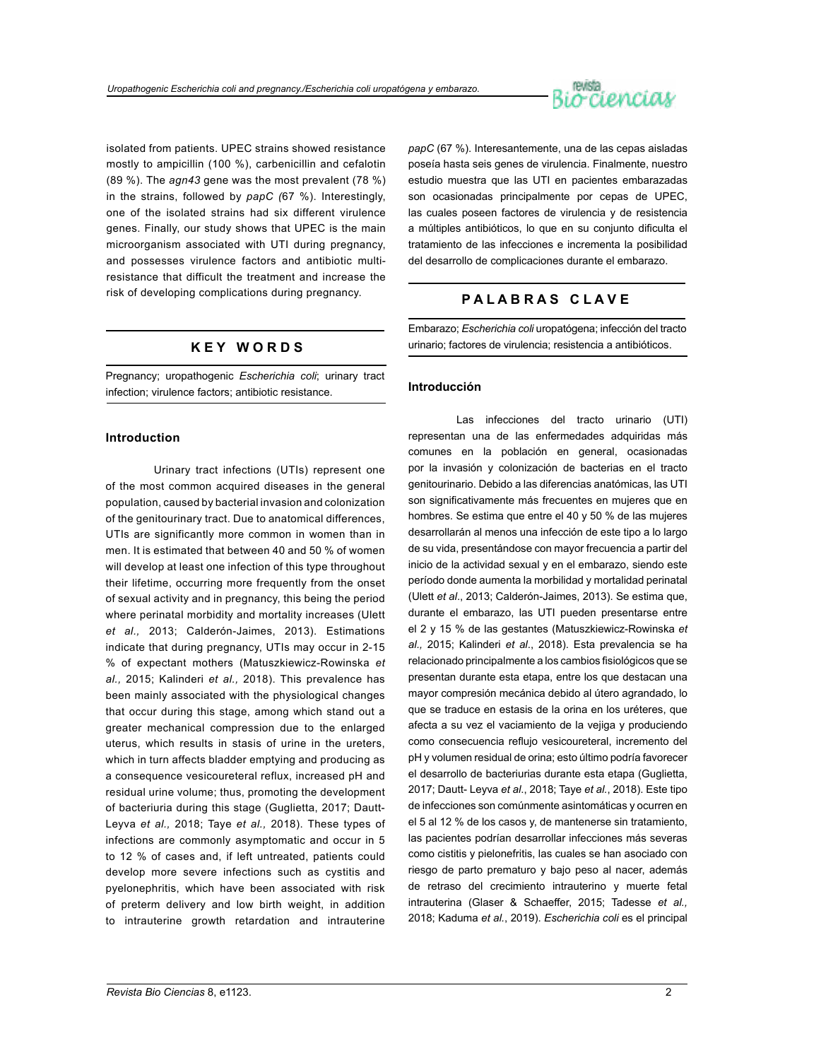isolated from patients. UPEC strains showed resistance mostly to ampicillin (100 %), carbenicillin and cefalotin (89 %). The *agn43* gene was the most prevalent (78 %) in the strains, followed by *papC (*67 %). Interestingly, one of the isolated strains had six different virulence genes. Finally, our study shows that UPEC is the main microorganism associated with UTI during pregnancy, and possesses virulence factors and antibiotic multi-resistance that difficult the treatment and increase the risk of developing complications during pregnancy.

## KEY WORDS

Pregnancy; uropathogenic *Escherichia coli*; urinary tract infection; virulence factors; antibiotic resistance.

## Introduction

Urinary tract infections (UTIs) represent one of the most common acquired diseases in the general population, caused by bacterial invasion and colonization of the genitourinary tract. Due to anatomical differences, UTIs are significantly more common in women than in men. It is estimated that between 40 and 50 % of women will develop at least one infection of this type throughout their lifetime, occurring more frequently from the onset of sexual activity and in pregnancy, this being the period where perinatal morbidity and mortality increases (Ulett *et al.,* 2013; Calderón-Jaimes, 2013). Estimations indicate that during pregnancy, UTIs may occur in 2-15 % of expectant mothers (Matuszkiewicz-Rowinska *et al.,* 2015; Kalinderi *et al.,* 2018). This prevalence has been mainly associated with the physiological changes that occur during this stage, among which stand out a greater mechanical compression due to the enlarged uterus, which results in stasis of urine in the ureters, which in turn affects bladder emptying and producing as a consequence vesicoureteral reflux, increased pH and residual urine volume; thus, promoting the development of bacteriuria during this stage (Guglietta, 2017; Dautt-Leyva *et al.,* 2018; Taye *et al.,* 2018). These types of infections are commonly asymptomatic and occur in 5 to 12 % of cases and, if left untreated, patients could develop more severe infections such as cystitis and pyelonephritis, which have been associated with risk of preterm delivery and low birth weight, in addition to intrauterine growth retardation and intrauterine

*papC* (67 %). Interesantemente, una de las cepas aisladas poseía hasta seis genes de virulencia. Finalmente, nuestro estudio muestra que las UTI en pacientes embarazadas son ocasionadas principalmente por cepas de UPEC, las cuales poseen factores de virulencia y de resistencia a múltiples antibióticos, lo que en su conjunto dificulta el tratamiento de las infecciones e incrementa la posibilidad del desarrollo de complicaciones durante el embarazo.

## PALABRAS CLAVE

Embarazo; *Escherichia coli* uropatógena; infección del tracto urinario; factores de virulencia; resistencia a antibióticos.

## Introducción

Las infecciones del tracto urinario (UTI) representan una de las enfermedades adquiridas más comunes en la población en general, ocasionadas por la invasión y colonización de bacterias en el tracto genitourinario. Debido a las diferencias anatómicas, las UTI son significativamente más frecuentes en mujeres que en hombres. Se estima que entre el 40 y 50 % de las mujeres desarrollarán al menos una infección de este tipo a lo largo de su vida, presentándose con mayor frecuencia a partir del inicio de la actividad sexual y en el embarazo, siendo este período donde aumenta la morbilidad y mortalidad perinatal (Ulett *et al*., 2013; Calderón-Jaimes, 2013). Se estima que, durante el embarazo, las UTI pueden presentarse entre el 2 y 15 % de las gestantes (Matuszkiewicz-Rowinska *et al.,* 2015; Kalinderi *et al*., 2018). Esta prevalencia se ha relacionado principalmente a los cambios fisiológicos que se presentan durante esta etapa, entre los que destacan una mayor compresión mecánica debido al útero agrandado, lo que se traduce en estasis de la orina en los uréteres, que afecta a su vez el vaciamiento de la vejiga y produciendo como consecuencia reflujo vesicoureteral, incremento del pH y volumen residual de orina; esto último podría favorecer el desarrollo de bacteriurias durante esta etapa (Guglietta, 2017; Dautt- Leyva *et al*., 2018; Taye *et al*., 2018). Este tipo de infecciones son comúnmente asintomáticas y ocurren en el 5 al 12 % de los casos y, de mantenerse sin tratamiento, las pacientes podrían desarrollar infecciones más severas como cistitis y pielonefritis, las cuales se han asociado con riesgo de parto prematuro y bajo peso al nacer, además de retraso del crecimiento intrauterino y muerte fetal intrauterina (Glaser & Schaeffer, 2015; Tadesse *et al.,* 2018; Kaduma *et al*., 2019). *Escherichia coli* es el principal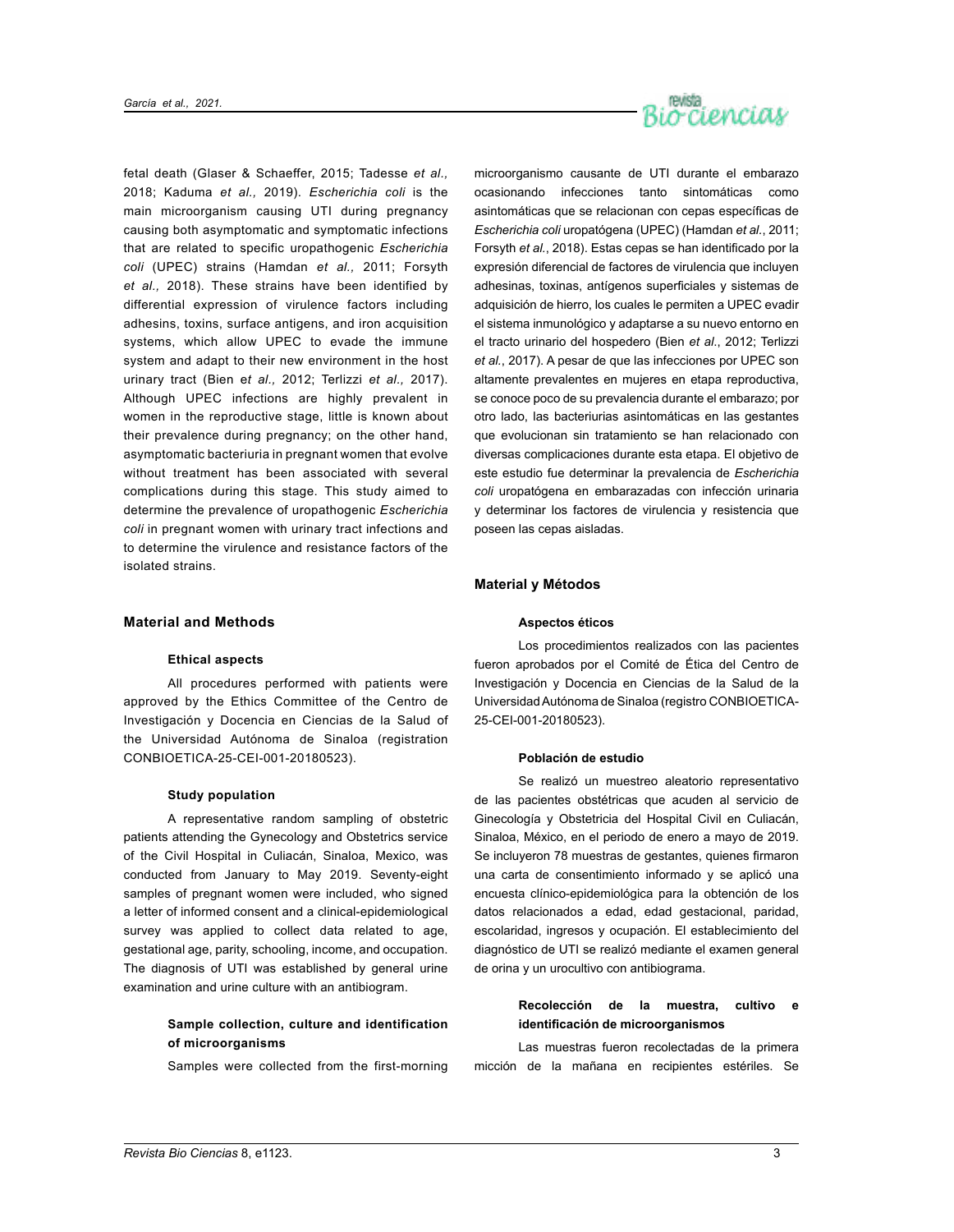fetal death (Glaser & Schaeffer, 2015; Tadesse *et al.,* 2018; Kaduma *et al.,* 2019). *Escherichia coli* is the main microorganism causing UTI during pregnancy causing both asymptomatic and symptomatic infections that are related to specific uropathogenic *Escherichia coli* (UPEC) strains (Hamdan *et al.,* 2011; Forsyth *et al.,* 2018). These strains have been identified by differential expression of virulence factors including adhesins, toxins, surface antigens, and iron acquisition systems, which allow UPEC to evade the immune system and adapt to their new environment in the host urinary tract (Bien *et al.,* 2012; Terlizzi *et al.,* 2017). Although UPEC infections are highly prevalent in women in the reproductive stage, little is known about their prevalence during pregnancy; on the other hand, asymptomatic bacteriuria in pregnant women that evolve without treatment has been associated with several complications during this stage. This study aimed to determine the prevalence of uropathogenic *Escherichia coli* in pregnant women with urinary tract infections and to determine the virulence and resistance factors of the isolated strains.

## Material and Methods

### Ethical aspects

All procedures performed with patients were approved by the Ethics Committee of the Centro de Investigación y Docencia en Ciencias de la Salud of the Universidad Autónoma de Sinaloa (registration CONBIOETICA-25-CEI-001-20180523).

### Study population

A representative random sampling of obstetric patients attending the Gynecology and Obstetrics service of the Civil Hospital in Culiacán, Sinaloa, Mexico, was conducted from January to May 2019. Seventy-eight samples of pregnant women were included, who signed a letter of informed consent and a clinical-epidemiological survey was applied to collect data related to age, gestational age, parity, schooling, income, and occupation. The diagnosis of UTI was established by general urine examination and urine culture with an antibiogram.

### Sample collection, culture and identification of microorganisms

Samples were collected from the first-morning

microorganismo causante de UTI durante el embarazo ocasionando infecciones tanto sintomáticas como asintomáticas que se relacionan con cepas específicas de *Escherichia coli* uropatógena (UPEC) (Hamdan *et al.*, 2011; Forsyth *et al.*, 2018). Estas cepas se han identificado por la expresión diferencial de factores de virulencia que incluyen adhesinas, toxinas, antígenos superficiales y sistemas de adquisición de hierro, los cuales le permiten a UPEC evadir el sistema inmunológico y adaptarse a su nuevo entorno en el tracto urinario del hospedero (Bien *et al.*, 2012; Terlizzi *et al.*, 2017). A pesar de que las infecciones por UPEC son altamente prevalentes en mujeres en etapa reproductiva, se conoce poco de su prevalencia durante el embarazo; por otro lado, las bacteriurias asintomáticas en las gestantes que evolucionan sin tratamiento se han relacionado con diversas complicaciones durante esta etapa. El objetivo de este estudio fue determinar la prevalencia de *Escherichia coli* uropatógena en embarazadas con infección urinaria y determinar los factores de virulencia y resistencia que poseen las cepas aisladas.

## Material y Métodos

### Aspectos éticos

Los procedimientos realizados con las pacientes fueron aprobados por el Comité de Ética del Centro de Investigación y Docencia en Ciencias de la Salud de la Universidad Autónoma de Sinaloa (registro CONBIOETICA-25-CEI-001-20180523).

### Población de estudio

Se realizó un muestreo aleatorio representativo de las pacientes obstétricas que acuden al servicio de Ginecología y Obstetricia del Hospital Civil en Culiacán, Sinaloa, México, en el periodo de enero a mayo de 2019. Se incluyeron 78 muestras de gestantes, quienes firmaron una carta de consentimiento informado y se aplicó una encuesta clínico-epidemiológica para la obtención de los datos relacionados a edad, edad gestacional, paridad, escolaridad, ingresos y ocupación. El establecimiento del diagnóstico de UTI se realizó mediante el examen general de orina y un urocultivo con antibiograma.

### Recolección de la muestra, cultivo e identificación de microorganismos

Las muestras fueron recolectadas de la primera micción de la mañana en recipientes estériles. Se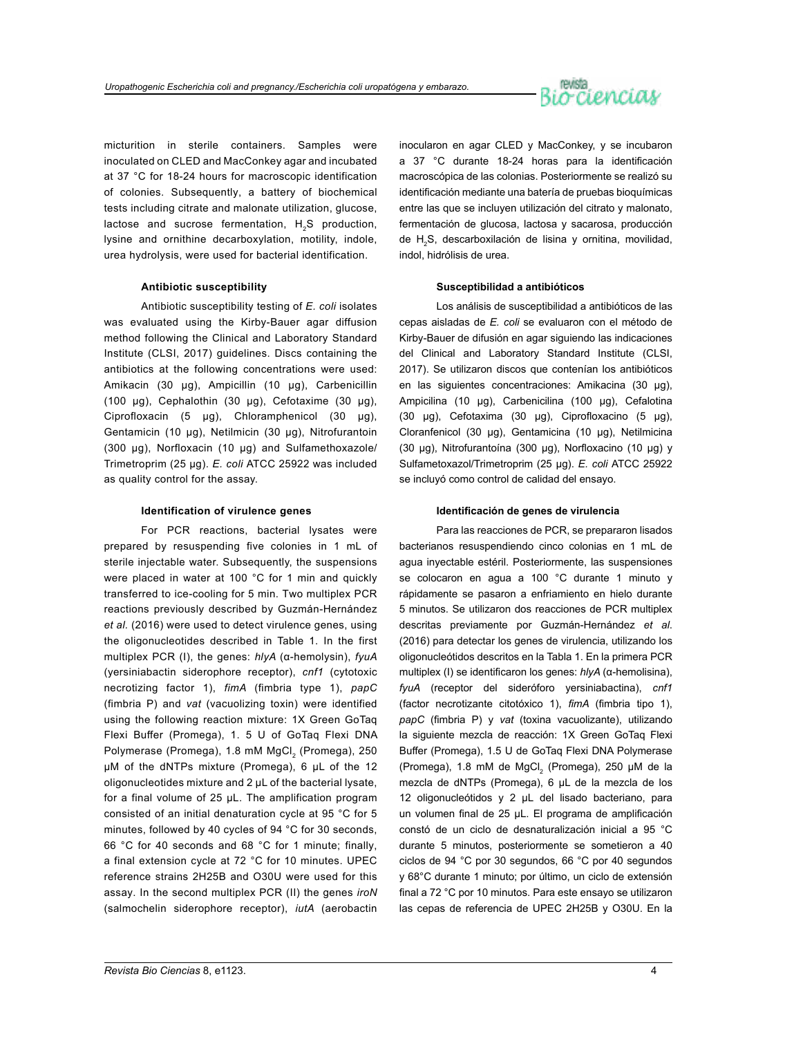micturition in sterile containers. Samples were inoculated on CLED and MacConkey agar and incubated at 37 °C for 18-24 hours for macroscopic identification of colonies. Subsequently, a battery of biochemical tests including citrate and malonate utilization, glucose, lactose and sucrose fermentation, $H_2S$ production, lysine and ornithine decarboxylation, motility, indole, urea hydrolysis, were used for bacterial identification.

### Antibiotic susceptibility

Antibiotic susceptibility testing of *E. coli* isolates was evaluated using the Kirby-Bauer agar diffusion method following the Clinical and Laboratory Standard Institute (CLSI, 2017) guidelines. Discs containing the antibiotics at the following concentrations were used: Amikacin (30 µg), Ampicillin (10 µg), Carbenicillin (100 µg), Cephalothin (30 µg), Cefotaxime (30 µg), Ciprofloxacin (5 µg), Chloramphenicol (30 µg), Gentamicin (10 µg), Netilmicin (30 µg), Nitrofurantoin (300 µg), Norfloxacin (10 µg) and Sulfamethoxazole/Trimetroprim (25 µg). *E. coli* ATCC 25922 was included as quality control for the assay.

### Identification of virulence genes

For PCR reactions, bacterial lysates were prepared by resuspending five colonies in 1 mL of sterile injectable water. Subsequently, the suspensions were placed in water at 100 °C for 1 min and quickly transferred to ice-cooling for 5 min. Two multiplex PCR reactions previously described by Guzmán-Hernández *et al.* (2016) were used to detect virulence genes, using the oligonucleotides described in Table 1. In the first multiplex PCR (I), the genes: *hlyA* (α-hemolysin), *fyuA* (yersiniabactin siderophore receptor), *cnf1* (cytotoxic necrotizing factor 1), *fimA* (fimbria type 1), *papC* (fimbria P) and *vat* (vacuolizing toxin) were identified using the following reaction mixture: 1X Green GoTaq Flexi Buffer (Promega), 1. 5 U of GoTaq Flexi DNA Polymerase (Promega), 1.8 mM $MgCl_2$ (Promega), 250 µM of the dNTPs mixture (Promega), 6 µL of the 12 oligonucleotides mixture and 2 µL of the bacterial lysate, for a final volume of 25 µL. The amplification program consisted of an initial denaturation cycle at 95 °C for 5 minutes, followed by 40 cycles of 94 °C for 30 seconds, 66 °C for 40 seconds and 68 °C for 1 minute; finally, a final extension cycle at 72 °C for 10 minutes. UPEC reference strains 2H25B and O30U were used for this assay. In the second multiplex PCR (II) the genes *iroN* (salmochelin siderophore receptor), *iutA* (aerobactin

inocularon en agar CLED y MacConkey, y se incubaron a 37 °C durante 18-24 horas para la identificación macroscópica de las colonias. Posteriormente se realizó su identificación mediante una batería de pruebas bioquímicas entre las que se incluyen utilización del citrato y malonato, fermentación de glucosa, lactosa y sacarosa, producción de $H_2S$, descarboxilación de lisina y ornitina, movilidad, indol, hidrólisis de urea.

### Susceptibilidad a antibióticos

Los análisis de susceptibilidad a antibióticos de las cepas aisladas de *E. coli* se evaluaron con el método de Kirby-Bauer de difusión en agar siguiendo las indicaciones del Clinical and Laboratory Standard Institute (CLSI, 2017). Se utilizaron discos que contenían los antibióticos en las siguientes concentraciones: Amikacina (30 µg), Ampicilina (10 µg), Carbenicilina (100 µg), Cefalotina (30 µg), Cefotaxima (30 µg), Ciprofloxacino (5 µg), Cloranfenicol (30 µg), Gentamicina (10 µg), Netilmicina (30 µg), Nitrofurantoína (300 µg), Norfloxacino (10 µg) y Sulfametoxazol/Trimetroprim (25 µg). *E. coli* ATCC 25922 se incluyó como control de calidad del ensayo.

### Identificación de genes de virulencia

Para las reacciones de PCR, se prepararon lisados bacterianos resuspendiendo cinco colonias en 1 mL de agua inyectable estéril. Posteriormente, las suspensiones se colocaron en agua a 100 °C durante 1 minuto y rápidamente se pasaron a enfriamiento en hielo durante 5 minutos. Se utilizaron dos reacciones de PCR multiplex descritas previamente por Guzmán-Hernández *et al.* (2016) para detectar los genes de virulencia, utilizando los oligonucleótidos descritos en la Tabla 1. En la primera PCR multiplex (I) se identificaron los genes: *hlyA* (α-hemolisina), *fyuA* (receptor del sideróforo yersiniabactina), *cnf1* (factor necrotizante citotóxico 1), *fimA* (fimbria tipo 1), *papC* (fimbria P) y *vat* (toxina vacuolizante), utilizando la siguiente mezcla de reacción: 1X Green GoTaq Flexi Buffer (Promega), 1.5 U de GoTaq Flexi DNA Polymerase (Promega), 1.8 mM de $MgCl_2$ (Promega), 250 µM de la mezcla de dNTPs (Promega), 6 µL de la mezcla de los 12 oligonucleótidos y 2 µL del lisado bacteriano, para un volumen final de 25 µL. El programa de amplificación constó de un ciclo de desnaturalización inicial a 95 °C durante 5 minutos, posteriormente se sometieron a 40 ciclos de 94 °C por 30 segundos, 66 °C por 40 segundos y 68°C durante 1 minuto; por último, un ciclo de extensión final a 72 °C por 10 minutos. Para este ensayo se utilizaron las cepas de referencia de UPEC 2H25B y O30U. En la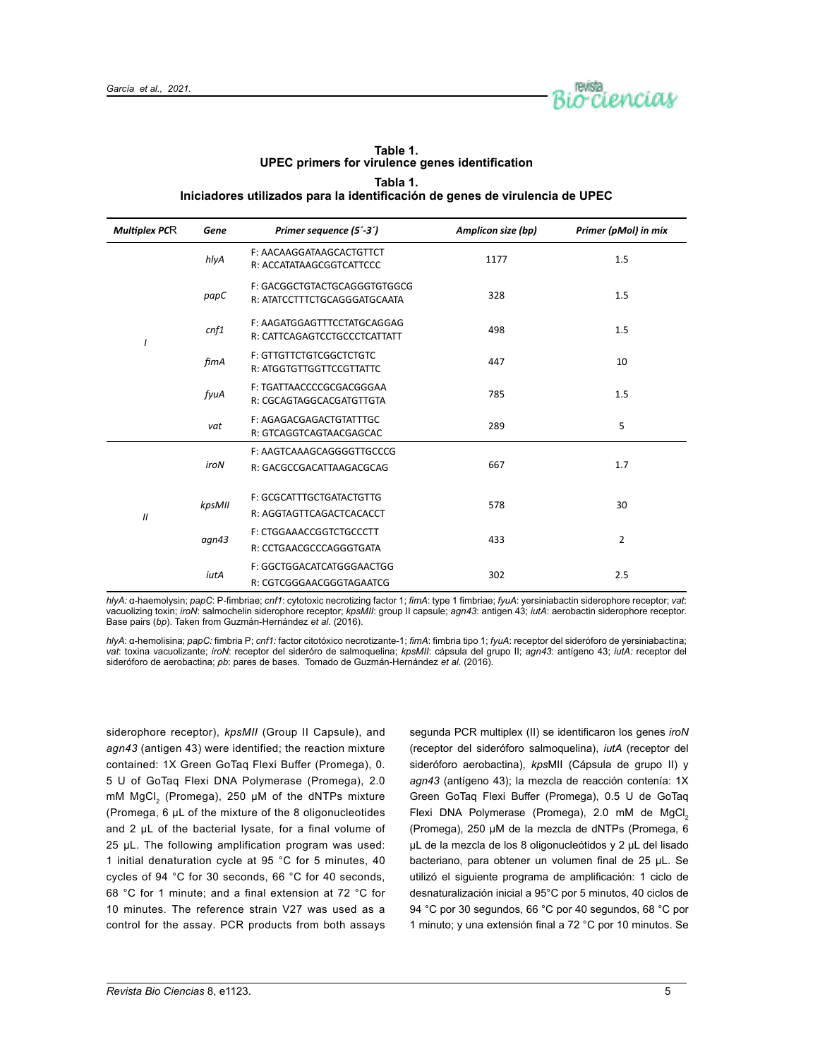**Table 1.**
**UPEC primers for virulence genes identification**

**Tabla 1.**
**Iniciadores utilizados para la identificación de genes de virulencia de UPEC**

| *Multiplex PCR* | *Gene* | *Primer sequence (5´-3´)* | *Amplicon size (bp)* | *Primer (pMol) in mix* |
|---|---|---|---|---|
| I | *hlyA* | F: AACAAGGATAAGCACTGTTCT<br>R: ACCATATAAGCGGTCATTCCC | 1177 | 1.5 |
| | *papC* | F: GACGGCTGTACTGCAGGGTGTGGCG<br>R: ATATCCTTTCTGCAGGGATGCAATA | 328 | 1.5 |
| | *cnf1* | F: AAGATGGAGTTTCCTATGCAGGAG<br>R: CATTCAGAGTCCTGCCCTCATTATT | 498 | 1.5 |
| | *fimA* | F: GTTGTTCTGTCGGCTCTGTC<br>R: ATGGTGTTGGTTCCGTTATTC | 447 | 10 |
| | *fyuA* | F: TGATTAACCCCGCGACGGGAA<br>R: CGCAGTAGGCACGATGTTGTA | 785 | 1.5 |
| | *vat* | F: AGAGACGAGACTGTATTTGC<br>R: GTCAGGTCAGTAACGAGCAC | 289 | 5 |
| II | *iroN* | F: AAGTCAAAGCAGGGGTTGCCCG<br>R: GACGCCGACATTAAGACGCAG | 667 | 1.7 |
| | *kpsMII* | F: GCGCATTTGCTGATACTGTTG<br>R: AGGTAGTTCAGACTCACACCT | 578 | 30 |
| | *agn43* | F: CTGGAAACCGGTCTGCCCTT<br>R: CCTGAACGCCCAGGGTGATA | 433 | 2 |
| | *iutA* | F: GGCTGGACATCATGGGAACTGG<br>R: CGTCGGGAACGGGTAGAATCG | 302 | 2.5 |

*hlyA:* α-haemolysin; *papC*: P-fimbriae; *cnf1*: cytotoxic necrotizing factor 1; *fimA*: type 1 fimbriae; *fyuA*: yersiniabactin siderophore receptor; *vat*: vacuolizing toxin; *iroN*: salmochelin siderophore receptor; *kpsMII*: group II capsule; *agn43*: antigen 43; *iutA*: aerobactin siderophore receptor. Base pairs (*bp*). Taken from Guzmán-Hernández *et al.* (2016).

*hlyA*: α-hemolisina; *papC:* fimbria P; *cnf1:* factor citotóxico necrotizante-1; *fimA*: fimbria tipo 1; *fyuA*: receptor del sideróforo de yersiniabactina; *vat*: toxina vacuolizante; *iroN*: receptor del sideróro de salmoquelina; *kpsMII*: cápsula del grupo II; *agn43*: antígeno 43; *iutA:* receptor del sideróforo de aerobactina; *pb*: pares de bases. Tomado de Guzmán-Hernández *et al.* (2016).

siderophore receptor), *kpsMII* (Group II Capsule), and *agn43* (antigen 43) were identified; the reaction mixture contained: 1X Green GoTaq Flexi Buffer (Promega), 0. 5 U of GoTaq Flexi DNA Polymerase (Promega), 2.0 mM $MgCl_2$ (Promega), 250 µM of the dNTPs mixture (Promega, 6 µL of the mixture of the 8 oligonucleotides and 2 µL of the bacterial lysate, for a final volume of 25 µL. The following amplification program was used: 1 initial denaturation cycle at 95 °C for 5 minutes, 40 cycles of 94 °C for 30 seconds, 66 °C for 40 seconds, 68 °C for 1 minute; and a final extension at 72 °C for 10 minutes. The reference strain V27 was used as a control for the assay. PCR products from both assays

segunda PCR multiplex (II) se identificaron los genes *iroN* (receptor del sideróforo salmoquelina), *iutA* (receptor del sideróforo aerobactina), *kps*MII (Cápsula de grupo II) y *agn43* (antígeno 43); la mezcla de reacción contenía: 1X Green GoTaq Flexi Buffer (Promega), 0.5 U de GoTaq Flexi DNA Polymerase (Promega), 2.0 mM de $MgCl_2$ (Promega), 250 µM de la mezcla de dNTPs (Promega, 6 µL de la mezcla de los 8 oligonucleótidos y 2 µL del lisado bacteriano, para obtener un volumen final de 25 µL. Se utilizó el siguiente programa de amplificación: 1 ciclo de desnaturalización inicial a 95°C por 5 minutos, 40 ciclos de 94 °C por 30 segundos, 66 °C por 40 segundos, 68 °C por 1 minuto; y una extensión final a 72 °C por 10 minutos. Se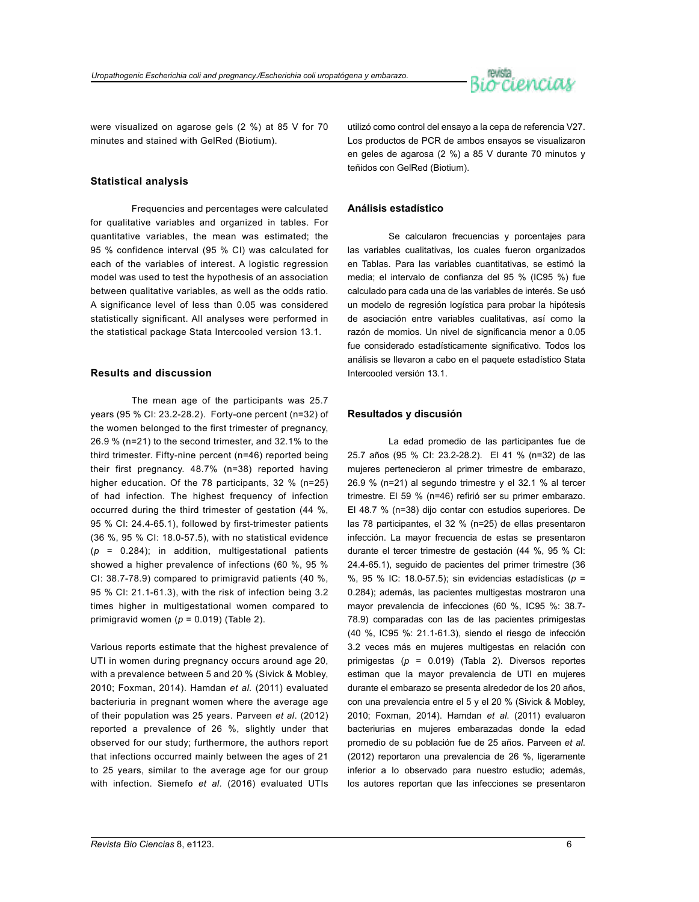were visualized on agarose gels (2 %) at 85 V for 70 minutes and stained with GelRed (Biotium).

### Statistical analysis

Frequencies and percentages were calculated for qualitative variables and organized in tables. For quantitative variables, the mean was estimated; the 95 % confidence interval (95 % CI) was calculated for each of the variables of interest. A logistic regression model was used to test the hypothesis of an association between qualitative variables, as well as the odds ratio. A significance level of less than 0.05 was considered statistically significant. All analyses were performed in the statistical package Stata Intercooled version 13.1.

### Results and discussion

The mean age of the participants was 25.7 years (95 % CI: 23.2-28.2). Forty-one percent (n=32) of the women belonged to the first trimester of pregnancy, 26.9 % (n=21) to the second trimester, and 32.1% to the third trimester. Fifty-nine percent (n=46) reported being their first pregnancy. 48.7% (n=38) reported having higher education. Of the 78 participants, 32 % (n=25) of had infection. The highest frequency of infection occurred during the third trimester of gestation (44 %, 95 % CI: 24.4-65.1), followed by first-trimester patients (36 %, 95 % CI: 18.0-57.5), with no statistical evidence ($p$ = 0.284); in addition, multigestational patients showed a higher prevalence of infections (60 %, 95 % CI: 38.7-78.9) compared to primigravid patients (40 %, 95 % CI: 21.1-61.3), with the risk of infection being 3.2 times higher in multigestational women compared to primigravid women ($p$ = 0.019) (Table 2).

Various reports estimate that the highest prevalence of UTI in women during pregnancy occurs around age 20, with a prevalence between 5 and 20 % (Sivick & Mobley, 2010; Foxman, 2014). Hamdan *et al.* (2011) evaluated bacteriuria in pregnant women where the average age of their population was 25 years. Parveen *et al*. (2012) reported a prevalence of 26 %, slightly under that observed for our study; furthermore, the authors report that infections occurred mainly between the ages of 21 to 25 years, similar to the average age for our group with infection. Siemefo *et al.* (2016) evaluated UTIs

utilizó como control del ensayo a la cepa de referencia V27. Los productos de PCR de ambos ensayos se visualizaron en geles de agarosa (2 %) a 85 V durante 70 minutos y teñidos con GelRed (Biotium).

### Análisis estadístico

Se calcularon frecuencias y porcentajes para las variables cualitativas, los cuales fueron organizados en Tablas. Para las variables cuantitativas, se estimó la media; el intervalo de confianza del 95 % (IC95 %) fue calculado para cada una de las variables de interés. Se usó un modelo de regresión logística para probar la hipótesis de asociación entre variables cualitativas, así como la razón de momios. Un nivel de significancia menor a 0.05 fue considerado estadísticamente significativo. Todos los análisis se llevaron a cabo en el paquete estadístico Stata Intercooled versión 13.1.

### Resultados y discusión

La edad promedio de las participantes fue de 25.7 años (95 % CI: 23.2-28.2). El 41 % (n=32) de las mujeres pertenecieron al primer trimestre de embarazo, 26.9 % (n=21) al segundo trimestre y el 32.1 % al tercer trimestre. El 59 % (n=46) refirió ser su primer embarazo. El 48.7 % (n=38) dijo contar con estudios superiores. De las 78 participantes, el 32 % (n=25) de ellas presentaron infección. La mayor frecuencia de estas se presentaron durante el tercer trimestre de gestación (44 %, 95 % CI: 24.4-65.1), seguido de pacientes del primer trimestre (36 %, 95 % IC: 18.0-57.5); sin evidencias estadísticas ($p$ = 0.284); además, las pacientes multigestas mostraron una mayor prevalencia de infecciones (60 %, IC95 %: 38.7-78.9) comparadas con las de las pacientes primigestas (40 %, IC95 %: 21.1-61.3), siendo el riesgo de infección 3.2 veces más en mujeres multigestas en relación con primigestas ($p$ = 0.019) (Tabla 2). Diversos reportes estiman que la mayor prevalencia de UTI en mujeres durante el embarazo se presenta alrededor de los 20 años, con una prevalencia entre el 5 y el 20 % (Sivick & Mobley, 2010; Foxman, 2014). Hamdan *et al.* (2011) evaluaron bacteriurias en mujeres embarazadas donde la edad promedio de su población fue de 25 años. Parveen *et al*. (2012) reportaron una prevalencia de 26 %, ligeramente inferior a lo observado para nuestro estudio; además, los autores reportan que las infecciones se presentaron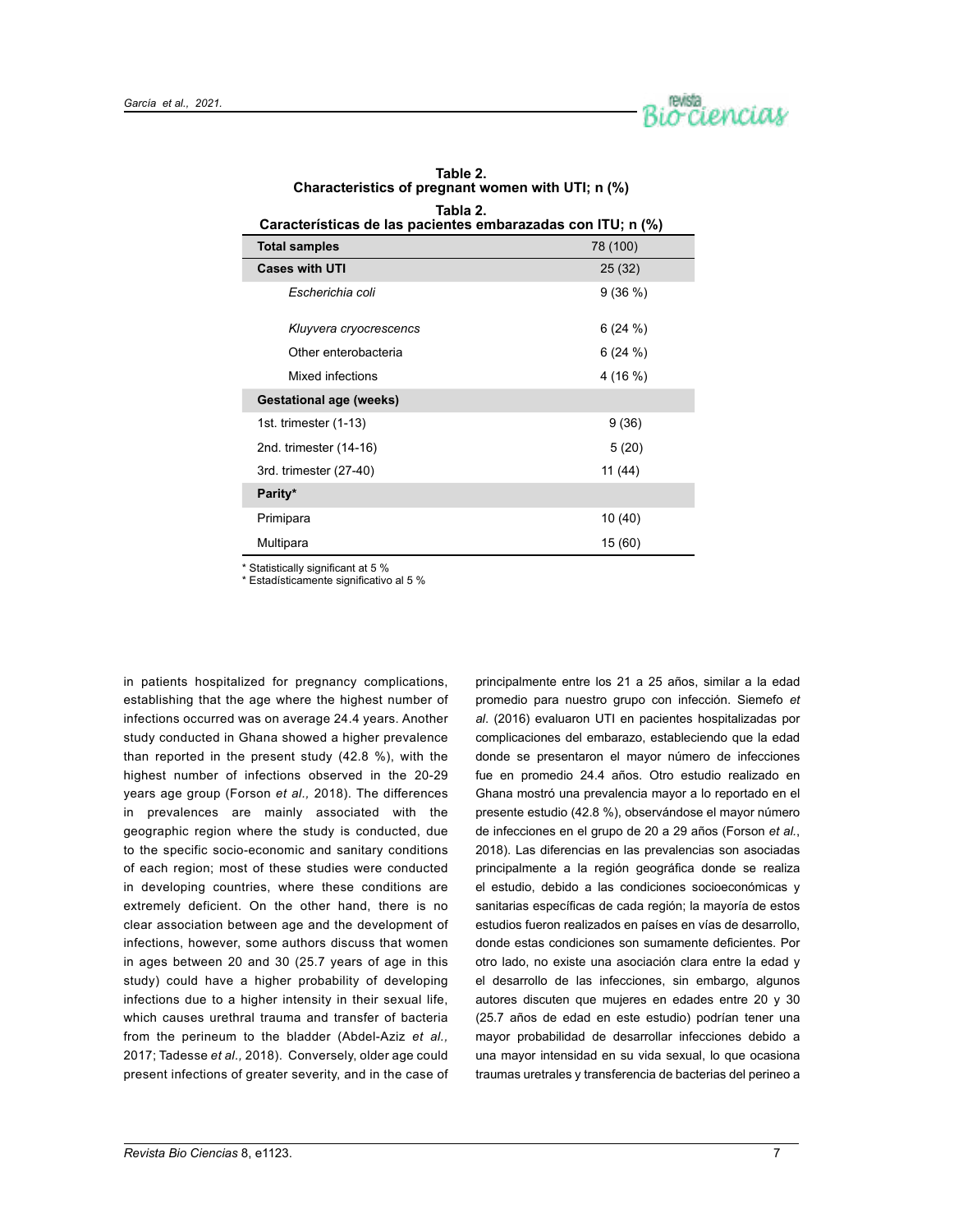**Table 2.**
**Characteristics of pregnant women with UTI; n (%)**

**Tabla 2.**
**Características de las pacientes embarazadas con ITU; n (%)**

| **Total samples** | 78 (100) |
|---|---|
| **Cases with UTI** | 25 (32) |
| *Escherichia coli* | 9 (36 %) |
| *Kluyvera cryocrescencs* | 6 (24 %) |
| Other enterobacteria | 6 (24 %) |
| Mixed infections | 4 (16 %) |
| **Gestational age (weeks)** | |
| 1st. trimester (1-13) | 9 (36) |
| 2nd. trimester (14-16) | 5 (20) |
| 3rd. trimester (27-40) | 11 (44) |
| **Parity*** | |
| Primipara | 10 (40) |
| Multipara | 15 (60) |

* Statistically significant at 5 %
* Estadísticamente significativo al 5 %

in patients hospitalized for pregnancy complications, establishing that the age where the highest number of infections occurred was on average 24.4 years. Another study conducted in Ghana showed a higher prevalence than reported in the present study (42.8 %), with the highest number of infections observed in the 20-29 years age group (Forson *et al.,* 2018). The differences in prevalences are mainly associated with the geographic region where the study is conducted, due to the specific socio-economic and sanitary conditions of each region; most of these studies were conducted in developing countries, where these conditions are extremely deficient. On the other hand, there is no clear association between age and the development of infections, however, some authors discuss that women in ages between 20 and 30 (25.7 years of age in this study) could have a higher probability of developing infections due to a higher intensity in their sexual life, which causes urethral trauma and transfer of bacteria from the perineum to the bladder (Abdel-Aziz *et al.,* 2017; Tadesse *et al.,* 2018). Conversely, older age could present infections of greater severity, and in the case of

principalmente entre los 21 a 25 años, similar a la edad promedio para nuestro grupo con infección. Siemefo *et al.* (2016) evaluaron UTI en pacientes hospitalizadas por complicaciones del embarazo, estableciendo que la edad donde se presentaron el mayor número de infecciones fue en promedio 24.4 años. Otro estudio realizado en Ghana mostró una prevalencia mayor a lo reportado en el presente estudio (42.8 %), observándose el mayor número de infecciones en el grupo de 20 a 29 años (Forson *et al.*, 2018). Las diferencias en las prevalencias son asociadas principalmente a la región geográfica donde se realiza el estudio, debido a las condiciones socioeconómicas y sanitarias específicas de cada región; la mayoría de estos estudios fueron realizados en países en vías de desarrollo, donde estas condiciones son sumamente deficientes. Por otro lado, no existe una asociación clara entre la edad y el desarrollo de las infecciones, sin embargo, algunos autores discuten que mujeres en edades entre 20 y 30 (25.7 años de edad en este estudio) podrían tener una mayor probabilidad de desarrollar infecciones debido a una mayor intensidad en su vida sexual, lo que ocasiona traumas uretrales y transferencia de bacterias del perineo a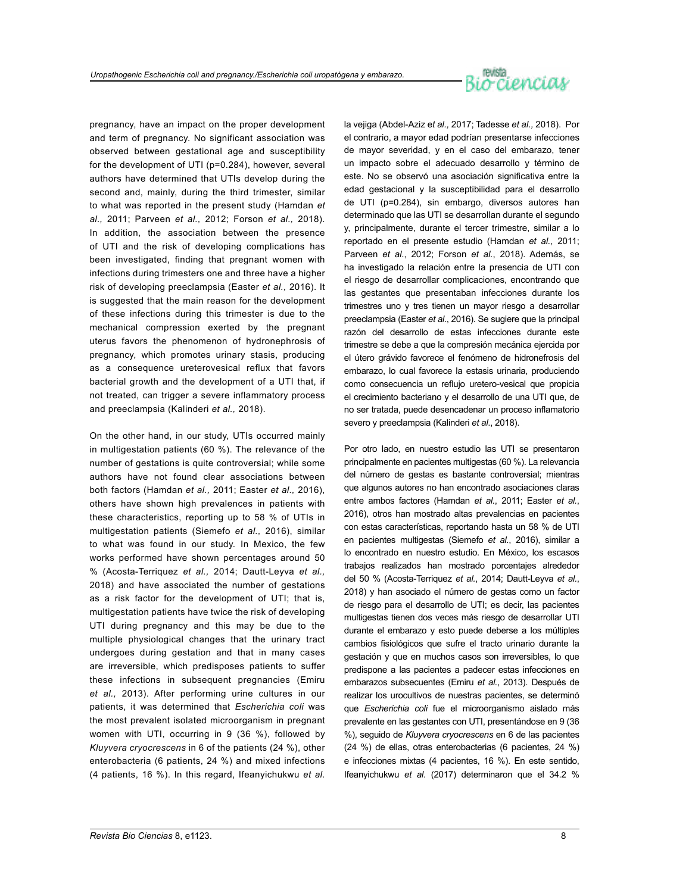pregnancy, have an impact on the proper development and term of pregnancy. No significant association was observed between gestational age and susceptibility for the development of UTI (p=0.284), however, several authors have determined that UTIs develop during the second and, mainly, during the third trimester, similar to what was reported in the present study (Hamdan *et al.,* 2011; Parveen *et al.,* 2012; Forson *et al.,* 2018). In addition, the association between the presence of UTI and the risk of developing complications has been investigated, finding that pregnant women with infections during trimesters one and three have a higher risk of developing preeclampsia (Easter *et al.,* 2016). It is suggested that the main reason for the development of these infections during this trimester is due to the mechanical compression exerted by the pregnant uterus favors the phenomenon of hydronephrosis of pregnancy, which promotes urinary stasis, producing as a consequence ureterovesical reflux that favors bacterial growth and the development of a UTI that, if not treated, can trigger a severe inflammatory process and preeclampsia (Kalinderi *et al.,* 2018).

On the other hand, in our study, UTIs occurred mainly in multigestation patients (60 %). The relevance of the number of gestations is quite controversial; while some authors have not found clear associations between both factors (Hamdan *et al.,* 2011; Easter *et al.,* 2016), others have shown high prevalences in patients with these characteristics, reporting up to 58 % of UTIs in multigestation patients (Siemefo *et al.,* 2016), similar to what was found in our study. In Mexico, the few works performed have shown percentages around 50 % (Acosta-Terriquez *et al.,* 2014; Dautt-Leyva *et al.,* 2018) and have associated the number of gestations as a risk factor for the development of UTI; that is, multigestation patients have twice the risk of developing UTI during pregnancy and this may be due to the multiple physiological changes that the urinary tract undergoes during gestation and that in many cases are irreversible, which predisposes patients to suffer these infections in subsequent pregnancies (Emiru *et al.,* 2013). After performing urine cultures in our patients, it was determined that *Escherichia coli* was the most prevalent isolated microorganism in pregnant women with UTI, occurring in 9 (36 %), followed by *Kluyvera cryocrescens* in 6 of the patients (24 %), other enterobacteria (6 patients, 24 %) and mixed infections (4 patients, 16 %). In this regard, Ifeanyichukwu *et al.*

la vejiga (Abdel-Aziz *et al.,* 2017; Tadesse *et al.,* 2018). Por el contrario, a mayor edad podrían presentarse infecciones de mayor severidad, y en el caso del embarazo, tener un impacto sobre el adecuado desarrollo y término de este. No se observó una asociación significativa entre la edad gestacional y la susceptibilidad para el desarrollo de UTI (p=0.284), sin embargo, diversos autores han determinado que las UTI se desarrollan durante el segundo y, principalmente, durante el tercer trimestre, similar a lo reportado en el presente estudio (Hamdan *et al.*, 2011; Parveen *et al.*, 2012; Forson *et al.*, 2018). Además, se ha investigado la relación entre la presencia de UTI con el riesgo de desarrollar complicaciones, encontrando que las gestantes que presentaban infecciones durante los trimestres uno y tres tienen un mayor riesgo a desarrollar preeclampsia (Easter *et al.*, 2016). Se sugiere que la principal razón del desarrollo de estas infecciones durante este trimestre se debe a que la compresión mecánica ejercida por el útero grávido favorece el fenómeno de hidronefrosis del embarazo, lo cual favorece la estasis urinaria, produciendo como consecuencia un reflujo uretero-vesical que propicia el crecimiento bacteriano y el desarrollo de una UTI que, de no ser tratada, puede desencadenar un proceso inflamatorio severo y preeclampsia (Kalinderi *et al.*, 2018).

Por otro lado, en nuestro estudio las UTI se presentaron principalmente en pacientes multigestas (60 %). La relevancia del número de gestas es bastante controversial; mientras que algunos autores no han encontrado asociaciones claras entre ambos factores (Hamdan *et al.*, 2011; Easter *et al.*, 2016), otros han mostrado altas prevalencias en pacientes con estas características, reportando hasta un 58 % de UTI en pacientes multigestas (Siemefo *et al.*, 2016), similar a lo encontrado en nuestro estudio. En México, los escasos trabajos realizados han mostrado porcentajes alrededor del 50 % (Acosta-Terriquez *et al.*, 2014; Dautt-Leyva *et al.*, 2018) y han asociado el número de gestas como un factor de riesgo para el desarrollo de UTI; es decir, las pacientes multigestas tienen dos veces más riesgo de desarrollar UTI durante el embarazo y esto puede deberse a los múltiples cambios fisiológicos que sufre el tracto urinario durante la gestación y que en muchos casos son irreversibles, lo que predispone a las pacientes a padecer estas infecciones en embarazos subsecuentes (Emiru *et al.*, 2013). Después de realizar los urocultivos de nuestras pacientes, se determinó que *Escherichia coli* fue el microorganismo aislado más prevalente en las gestantes con UTI, presentándose en 9 (36 %), seguido de *Kluyvera cryocrescens* en 6 de las pacientes (24 %) de ellas, otras enterobacterias (6 pacientes, 24 %) e infecciones mixtas (4 pacientes, 16 %). En este sentido, Ifeanyichukwu *et al.* (2017) determinaron que el 34.2 %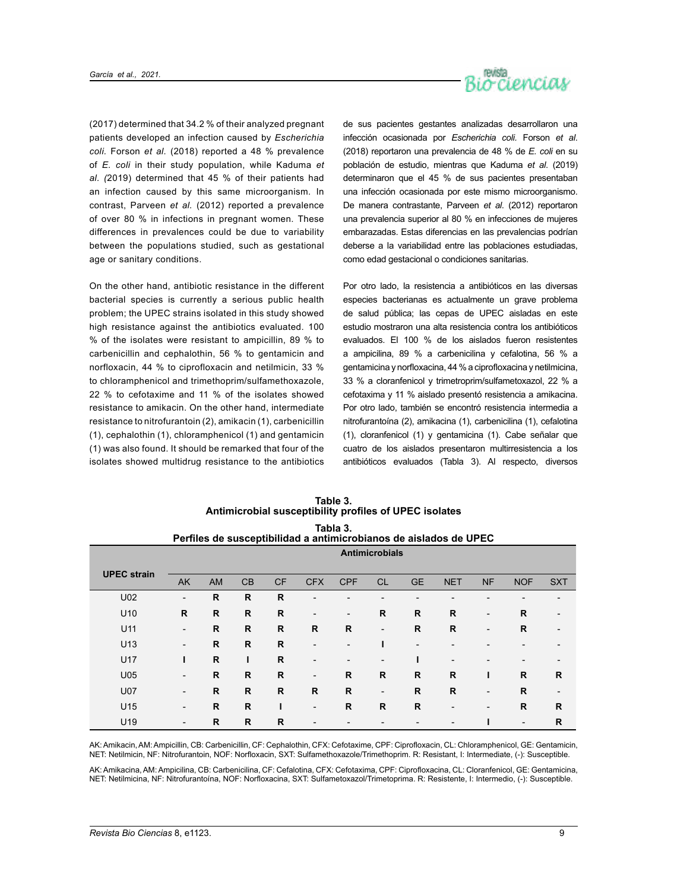(2017) determined that 34.2 % of their analyzed pregnant patients developed an infection caused by *Escherichia coli*. Forson *et al*. (2018) reported a 48 % prevalence of *E. coli* in their study population, while Kaduma *et al*. (2019) determined that 45 % of their patients had an infection caused by this same microorganism. In contrast, Parveen *et al*. (2012) reported a prevalence of over 80 % in infections in pregnant women. These differences in prevalences could be due to variability between the populations studied, such as gestational age or sanitary conditions.

On the other hand, antibiotic resistance in the different bacterial species is currently a serious public health problem; the UPEC strains isolated in this study showed high resistance against the antibiotics evaluated. 100 % of the isolates were resistant to ampicillin, 89 % to carbenicillin and cephalothin, 56 % to gentamicin and norfloxacin, 44 % to ciprofloxacin and netilmicin, 33 % to chloramphenicol and trimethoprim/sulfamethoxazole, 22 % to cefotaxime and 11 % of the isolates showed resistance to amikacin. On the other hand, intermediate resistance to nitrofurantoin (2), amikacin (1), carbenicillin (1), cephalothin (1), chloramphenicol (1) and gentamicin (1) was also found. It should be remarked that four of the isolates showed multidrug resistance to the antibiotics

de sus pacientes gestantes analizadas desarrollaron una infección ocasionada por *Escherichia coli*. Forson *et al*. (2018) reportaron una prevalencia de 48 % de *E. coli* en su población de estudio, mientras que Kaduma *et al*. (2019) determinaron que el 45 % de sus pacientes presentaban una infección ocasionada por este mismo microorganismo. De manera contrastante, Parveen *et al*. (2012) reportaron una prevalencia superior al 80 % en infecciones de mujeres embarazadas. Estas diferencias en las prevalencias podrían deberse a la variabilidad entre las poblaciones estudiadas, como edad gestacional o condiciones sanitarias.

Por otro lado, la resistencia a antibióticos en las diversas especies bacterianas es actualmente un grave problema de salud pública; las cepas de UPEC aisladas en este estudio mostraron una alta resistencia contra los antibióticos evaluados. El 100 % de los aislados fueron resistentes a ampicilina, 89 % a carbenicilina y cefalotina, 56 % a gentamicina y norfloxacina, 44 % a ciprofloxacina y netilmicina, 33 % a cloranfenicol y trimetroprim/sulfametoxazol, 22 % a cefotaxima y 11 % aislado presentó resistencia a amikacina. Por otro lado, también se encontró resistencia intermedia a nitrofurantoína (2), amikacina (1), carbenicilina (1), cefalotina (1), cloranfenicol (1) y gentamicina (1). Cabe señalar que cuatro de los aislados presentaron multirresistencia a los antibióticos evaluados (Tabla 3). Al respecto, diversos

**Table 3.**
**Antimicrobial susceptibility profiles of UPEC isolates**

**Tabla 3.**
**Perfiles de susceptibilidad a antimicrobianos de aislados de UPEC**

| UPEC strain | Antimicrobials | | | | | | | | | | | |
|---|---|---|---|---|---|---|---|---|---|---|---|---|
| | AK | AM | CB | CF | CFX | CPF | CL | GE | NET | NF | NOF | SXT |
| U02 | - | **R** | **R** | **R** | - | - | - | - | - | - | - | - |
| U10 | **R** | **R** | **R** | **R** | - | - | **R** | **R** | **R** | - | **R** | - |
| U11 | - | **R** | **R** | **R** | **R** | **R** | - | **R** | **R** | - | **R** | - |
| U13 | - | **R** | **R** | **R** | - | - | **I** | - | - | - | - | - |
| U17 | **I** | **R** | **I** | **R** | - | - | - | **I** | - | - | - | - |
| U05 | - | **R** | **R** | **R** | - | **R** | **R** | **R** | **R** | **I** | **R** | **R** |
| U07 | - | **R** | **R** | **R** | **R** | **R** | - | **R** | **R** | - | **R** | - |
| U15 | - | **R** | **R** | **I** | - | **R** | **R** | **R** | - | - | **R** | **R** |
| U19 | - | **R** | **R** | **R** | - | - | - | - | - | **I** | - | **R** |

AK: Amikacin, AM: Ampicillin, CB: Carbenicillin, CF: Cephalothin, CFX: Cefotaxime, CPF: Ciprofloxacin, CL: Chloramphenicol, GE: Gentamicin, NET: Netilmicin, NF: Nitrofurantoin, NOF: Norfloxacin, SXT: Sulfamethoxazole/Trimethoprim. R: Resistant, I: Intermediate, (-): Susceptible.

AK: Amikacina, AM: Ampicilina, CB: Carbenicilina, CF: Cefalotina, CFX: Cefotaxima, CPF: Ciprofloxacina, CL: Cloranfenicol, GE: Gentamicina, NET: Netilmicina, NF: Nitrofurantoína, NOF: Norfloxacina, SXT: Sulfametoxazol/Trimetoprima. R: Resistente, I: Intermedio, (-): Susceptible.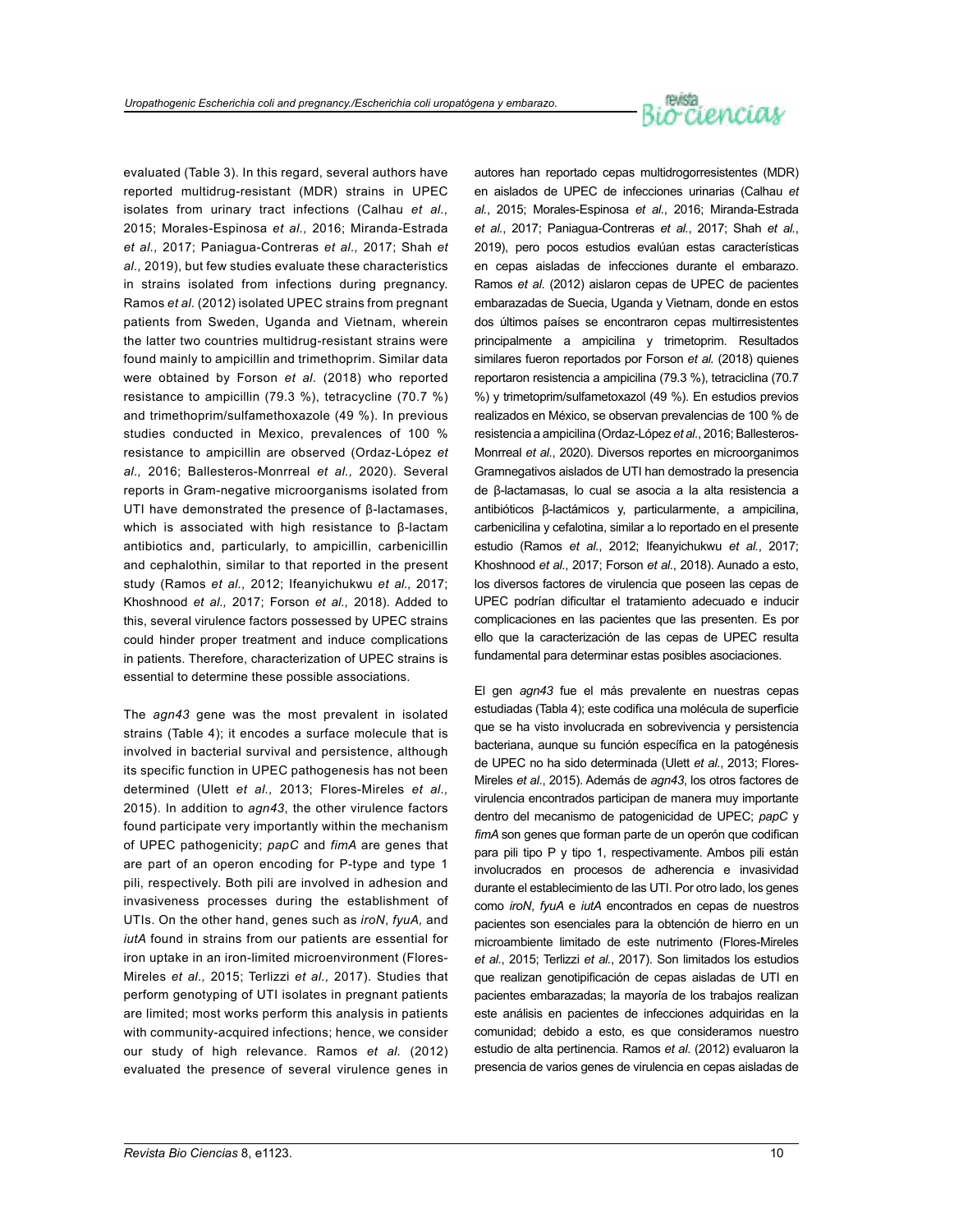evaluated (Table 3). In this regard, several authors have reported multidrug-resistant (MDR) strains in UPEC isolates from urinary tract infections (Calhau *et al.,* 2015; Morales-Espinosa *et al.,* 2016; Miranda-Estrada *et al.,* 2017; Paniagua-Contreras *et al.,* 2017; Shah *et al.,* 2019), but few studies evaluate these characteristics in strains isolated from infections during pregnancy. Ramos *et al.* (2012) isolated UPEC strains from pregnant patients from Sweden, Uganda and Vietnam, wherein the latter two countries multidrug-resistant strains were found mainly to ampicillin and trimethoprim. Similar data were obtained by Forson *et al.* (2018) who reported resistance to ampicillin (79.3 %), tetracycline (70.7 %) and trimethoprim/sulfamethoxazole (49 %). In previous studies conducted in Mexico, prevalences of 100 % resistance to ampicillin are observed (Ordaz-López *et al.,* 2016; Ballesteros-Monrreal *et al.,* 2020). Several reports in Gram-negative microorganisms isolated from UTI have demonstrated the presence of β-lactamases, which is associated with high resistance to β-lactam antibiotics and, particularly, to ampicillin, carbenicillin and cephalothin, similar to that reported in the present study (Ramos *et al.,* 2012; Ifeanyichukwu *et al.,* 2017; Khoshnood *et al.,* 2017; Forson *et al.,* 2018). Added to this, several virulence factors possessed by UPEC strains could hinder proper treatment and induce complications in patients. Therefore, characterization of UPEC strains is essential to determine these possible associations.

The *agn43* gene was the most prevalent in isolated strains (Table 4); it encodes a surface molecule that is involved in bacterial survival and persistence, although its specific function in UPEC pathogenesis has not been determined (Ulett *et al.,* 2013; Flores-Mireles *et al.,* 2015). In addition to *agn43*, the other virulence factors found participate very importantly within the mechanism of UPEC pathogenicity; *papC* and *fimA* are genes that are part of an operon encoding for P-type and type 1 pili, respectively. Both pili are involved in adhesion and invasiveness processes during the establishment of UTIs. On the other hand, genes such as *iroN*, *fyuA,* and *iutA* found in strains from our patients are essential for iron uptake in an iron-limited microenvironment (Flores-Mireles *et al.,* 2015; Terlizzi *et al.,* 2017). Studies that perform genotyping of UTI isolates in pregnant patients are limited; most works perform this analysis in patients with community-acquired infections; hence, we consider our study of high relevance. Ramos *et al.* (2012) evaluated the presence of several virulence genes in

autores han reportado cepas multidrogorresistentes (MDR) en aislados de UPEC de infecciones urinarias (Calhau *et al.*, 2015; Morales-Espinosa *et al.*, 2016; Miranda-Estrada *et al.*, 2017; Paniagua-Contreras *et al.*, 2017; Shah *et al.*, 2019), pero pocos estudios evalúan estas características en cepas aisladas de infecciones durante el embarazo. Ramos *et al.* (2012) aislaron cepas de UPEC de pacientes embarazadas de Suecia, Uganda y Vietnam, donde en estos dos últimos países se encontraron cepas multirresistentes principalmente a ampicilina y trimetoprim. Resultados similares fueron reportados por Forson *et al.* (2018) quienes reportaron resistencia a ampicilina (79.3 %), tetraciclina (70.7 %) y trimetoprim/sulfametoxazol (49 %). En estudios previos realizados en México, se observan prevalencias de 100 % de resistencia a ampicilina (Ordaz-López *et al.*, 2016; Ballesteros-Monrreal *et al.*, 2020). Diversos reportes en microorganimos Gramnegativos aislados de UTI han demostrado la presencia de β-lactamasas, lo cual se asocia a la alta resistencia a antibióticos β-lactámicos y, particularmente, a ampicilina, carbenicilina y cefalotina, similar a lo reportado en el presente estudio (Ramos *et al.*, 2012; Ifeanyichukwu *et al.*, 2017; Khoshnood *et al.*, 2017; Forson *et al.*, 2018). Aunado a esto, los diversos factores de virulencia que poseen las cepas de UPEC podrían dificultar el tratamiento adecuado e inducir complicaciones en las pacientes que las presenten. Es por ello que la caracterización de las cepas de UPEC resulta fundamental para determinar estas posibles asociaciones.

El gen *agn43* fue el más prevalente en nuestras cepas estudiadas (Tabla 4); este codifica una molécula de superficie que se ha visto involucrada en sobrevivencia y persistencia bacteriana, aunque su función específica en la patogénesis de UPEC no ha sido determinada (Ulett *et al.*, 2013; Flores-Mireles *et al.*, 2015). Además de *agn43*, los otros factores de virulencia encontrados participan de manera muy importante dentro del mecanismo de patogenicidad de UPEC; *papC* y *fimA* son genes que forman parte de un operón que codifican para pili tipo P y tipo 1, respectivamente. Ambos pili están involucrados en procesos de adherencia e invasividad durante el establecimiento de las UTI. Por otro lado, los genes como *iroN*, *fyuA* e *iutA* encontrados en cepas de nuestros pacientes son esenciales para la obtención de hierro en un microambiente limitado de este nutrimento (Flores-Mireles *et al.*, 2015; Terlizzi *et al.*, 2017). Son limitados los estudios que realizan genotipificación de cepas aisladas de UTI en pacientes embarazadas; la mayoría de los trabajos realizan este análisis en pacientes de infecciones adquiridas en la comunidad; debido a esto, es que consideramos nuestro estudio de alta pertinencia. Ramos *et al.* (2012) evaluaron la presencia de varios genes de virulencia en cepas aisladas de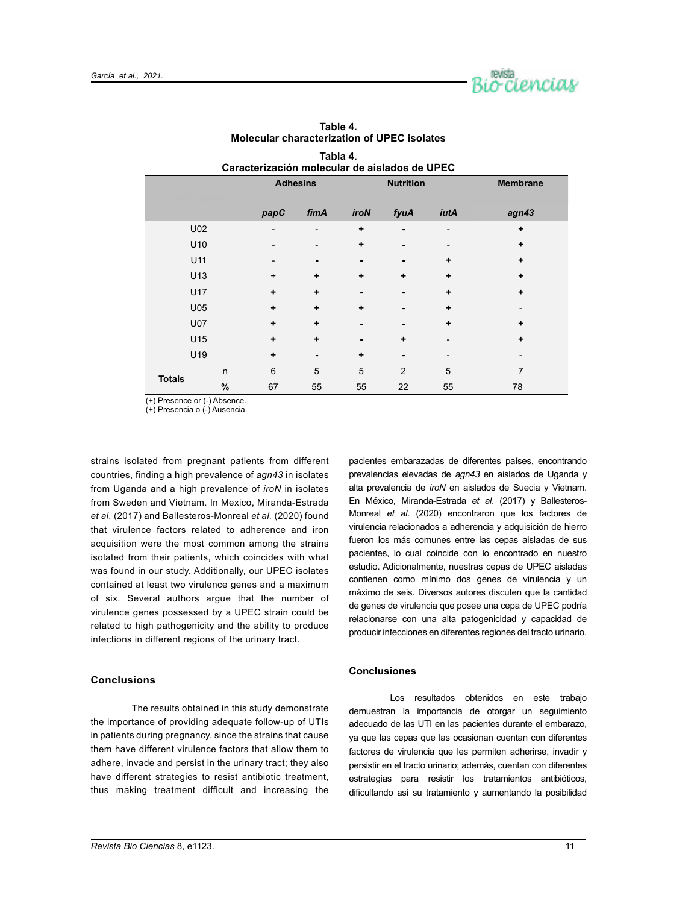**Table 4.**
**Molecular characterization of UPEC isolates**

**Tabla 4.**
**Caracterización molecular de aislados de UPEC**

| | | Adhesins | | Nutrition | | | Membrane |
|---|---|---|---|---|---|---|---|
| | | *papC* | *fimA* | *iroN* | *fyuA* | *iutA* | *agn43* |
| U02 | | - | - | + | - | - | + |
| U10 | | - | - | + | - | - | + |
| U11 | | - | - | - | - | + | + |
| U13 | | + | + | + | + | + | + |
| U17 | | + | + | - | - | + | + |
| U05 | | + | + | + | - | + | - |
| U07 | | + | + | - | - | + | + |
| U15 | | + | + | - | + | - | + |
| U19 | | + | - | + | - | - | - |
| **Totals** | n | 6 | 5 | 5 | 2 | 5 | 7 |
| | **%** | 67 | 55 | 55 | 22 | 55 | 78 |

(+) Presence or (-) Absence.
(+) Presencia o (-) Ausencia.

strains isolated from pregnant patients from different countries, finding a high prevalence of *agn43* in isolates from Uganda and a high prevalence of *iroN* in isolates from Sweden and Vietnam. In Mexico, Miranda-Estrada *et al*. (2017) and Ballesteros-Monreal *et al*. (2020) found that virulence factors related to adherence and iron acquisition were the most common among the strains isolated from their patients, which coincides with what was found in our study. Additionally, our UPEC isolates contained at least two virulence genes and a maximum of six. Several authors argue that the number of virulence genes possessed by a UPEC strain could be related to high pathogenicity and the ability to produce infections in different regions of the urinary tract.

pacientes embarazadas de diferentes países, encontrando prevalencias elevadas de *agn43* en aislados de Uganda y alta prevalencia de *iroN* en aislados de Suecia y Vietnam. En México, Miranda-Estrada *et al*. (2017) y Ballesteros-Monreal *et al*. (2020) encontraron que los factores de virulencia relacionados a adherencia y adquisición de hierro fueron los más comunes entre las cepas aisladas de sus pacientes, lo cual coincide con lo encontrado en nuestro estudio. Adicionalmente, nuestras cepas de UPEC aisladas contienen como mínimo dos genes de virulencia y un máximo de seis. Diversos autores discuten que la cantidad de genes de virulencia que posee una cepa de UPEC podría relacionarse con una alta patogenicidad y capacidad de producir infecciones en diferentes regiones del tracto urinario.

## Conclusions

The results obtained in this study demonstrate the importance of providing adequate follow-up of UTIs in patients during pregnancy, since the strains that cause them have different virulence factors that allow them to adhere, invade and persist in the urinary tract; they also have different strategies to resist antibiotic treatment, thus making treatment difficult and increasing the

## Conclusiones

Los resultados obtenidos en este trabajo demuestran la importancia de otorgar un seguimiento adecuado de las UTI en las pacientes durante el embarazo, ya que las cepas que las ocasionan cuentan con diferentes factores de virulencia que les permiten adherirse, invadir y persistir en el tracto urinario; además, cuentan con diferentes estrategias para resistir los tratamientos antibióticos, dificultando así su tratamiento y aumentando la posibilidad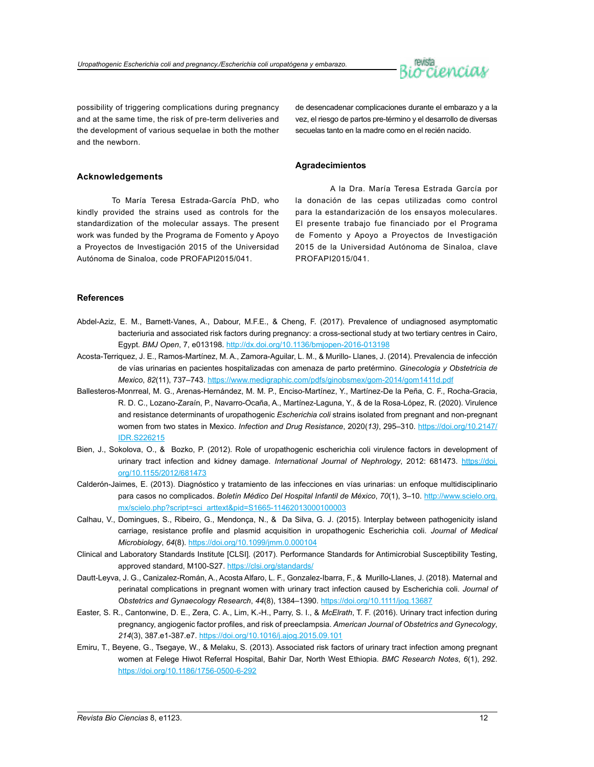possibility of triggering complications during pregnancy and at the same time, the risk of pre-term deliveries and the development of various sequelae in both the mother and the newborn.

de desencadenar complicaciones durante el embarazo y a la vez, el riesgo de partos pre-término y el desarrollo de diversas secuelas tanto en la madre como en el recién nacido.

## Acknowledgements

To María Teresa Estrada-García PhD, who kindly provided the strains used as controls for the standardization of the molecular assays. The present work was funded by the Programa de Fomento y Apoyo a Proyectos de Investigación 2015 of the Universidad Autónoma de Sinaloa, code PROFAPI2015/041.

## Agradecimientos

A la Dra. María Teresa Estrada García por la donación de las cepas utilizadas como control para la estandarización de los ensayos moleculares. El presente trabajo fue financiado por el Programa de Fomento y Apoyo a Proyectos de Investigación 2015 de la Universidad Autónoma de Sinaloa, clave PROFAPI2015/041.

## References

Abdel-Aziz, E. M., Barnett-Vanes, A., Dabour, M.F.E., & Cheng, F. (2017). Prevalence of undiagnosed asymptomatic bacteriuria and associated risk factors during pregnancy: a cross-sectional study at two tertiary centres in Cairo, Egypt. *BMJ Open*, 7, e013198. http://dx.doi.org/10.1136/bmjopen-2016-013198

Acosta-Terriquez, J. E., Ramos-Martínez, M. A., Zamora-Aguilar, L. M., & Murillo- Llanes, J. (2014). Prevalencia de infección de vías urinarias en pacientes hospitalizadas con amenaza de parto pretérmino. *Ginecologia y Obstetricia de Mexico*, *82*(11), 737–743. https://www.medigraphic.com/pdfs/ginobsmex/gom-2014/gom1411d.pdf

Ballesteros-Monrreal, M. G., Arenas-Hernández, M. M. P., Enciso-Martínez, Y., Martínez-De la Peña, C. F., Rocha-Gracia, R. D. C., Lozano-Zaraín, P., Navarro-Ocaña, A., Martínez-Laguna, Y., & de la Rosa-López, R. (2020). Virulence and resistance determinants of uropathogenic *Escherichia coli* strains isolated from pregnant and non-pregnant women from two states in Mexico. *Infection and Drug Resistance*, 2020(*13)*, 295–310. https://doi.org/10.2147/IDR.S226215

Bien, J., Sokolova, O., & Bozko, P. (2012). Role of uropathogenic escherichia coli virulence factors in development of urinary tract infection and kidney damage. *International Journal of Nephrology*, 2012: 681473. https://doi.org/10.1155/2012/681473

Calderón-Jaimes, E. (2013). Diagnóstico y tratamiento de las infecciones en vías urinarias: un enfoque multidisciplinario para casos no complicados. *Boletín Médico Del Hospital Infantil de México*, *70*(1), 3–10. http://www.scielo.org.mx/scielo.php?script=sci_arttext&pid=S1665-11462013000100003

Calhau, V., Domingues, S., Ribeiro, G., Mendonça, N., & Da Silva, G. J. (2015). Interplay between pathogenicity island carriage, resistance profile and plasmid acquisition in uropathogenic Escherichia coli. *Journal of Medical Microbiology*, *64*(8). https://doi.org/10.1099/jmm.0.000104

Clinical and Laboratory Standards Institute [CLSI]. (2017). Performance Standards for Antimicrobial Susceptibility Testing, approved standard, M100-S27. https://clsi.org/standards/

Dautt-Leyva, J. G., Canizalez-Román, A., Acosta Alfaro, L. F., Gonzalez-Ibarra, F., & Murillo-Llanes, J. (2018). Maternal and perinatal complications in pregnant women with urinary tract infection caused by Escherichia coli. *Journal of Obstetrics and Gynaecology Research*, *44*(8), 1384–1390. https://doi.org/10.1111/jog.13687

Easter, S. R., Cantonwine, D. E., Zera, C. A., Lim, K.-H., Parry, S. I., & *McElrath*, T. F. (2016). Urinary tract infection during pregnancy, angiogenic factor profiles, and risk of preeclampsia. *American Journal of Obstetrics and Gynecology*, *214*(3), 387.e1-387.e7. https://doi.org/10.1016/j.ajog.2015.09.101

Emiru, T., Beyene, G., Tsegaye, W., & Melaku, S. (2013). Associated risk factors of urinary tract infection among pregnant women at Felege Hiwot Referral Hospital, Bahir Dar, North West Ethiopia. *BMC Research Notes*, *6*(1), 292. https://doi.org/10.1186/1756-0500-6-292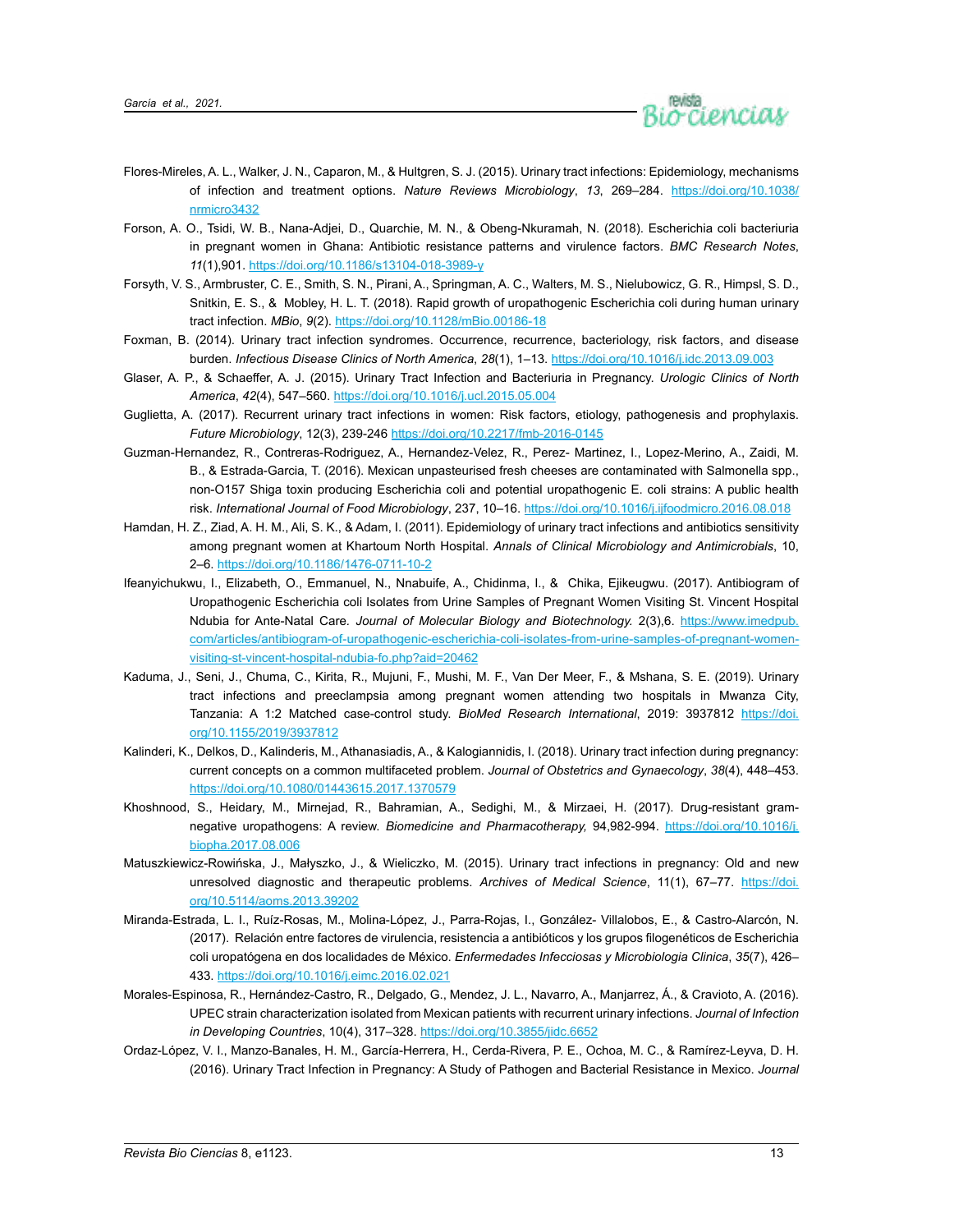Flores-Mireles, A. L., Walker, J. N., Caparon, M., & Hultgren, S. J. (2015). Urinary tract infections: Epidemiology, mechanisms of infection and treatment options. *Nature Reviews Microbiology*, *13*, 269–284. https://doi.org/10.1038/nrmicro3432

Forson, A. O., Tsidi, W. B., Nana-Adjei, D., Quarchie, M. N., & Obeng-Nkuramah, N. (2018). Escherichia coli bacteriuria in pregnant women in Ghana: Antibiotic resistance patterns and virulence factors. *BMC Research Notes*, *11*(1),901. https://doi.org/10.1186/s13104-018-3989-y

Forsyth, V. S., Armbruster, C. E., Smith, S. N., Pirani, A., Springman, A. C., Walters, M. S., Nielubowicz, G. R., Himpsl, S. D., Snitkin, E. S., & Mobley, H. L. T. (2018). Rapid growth of uropathogenic Escherichia coli during human urinary tract infection. *MBio*, *9*(2). https://doi.org/10.1128/mBio.00186-18

Foxman, B. (2014). Urinary tract infection syndromes. Occurrence, recurrence, bacteriology, risk factors, and disease burden. *Infectious Disease Clinics of North America*, *28*(1), 1–13. https://doi.org/10.1016/j.idc.2013.09.003

Glaser, A. P., & Schaeffer, A. J. (2015). Urinary Tract Infection and Bacteriuria in Pregnancy. *Urologic Clinics of North America*, *42*(4), 547–560. https://doi.org/10.1016/j.ucl.2015.05.004

Guglietta, A. (2017). Recurrent urinary tract infections in women: Risk factors, etiology, pathogenesis and prophylaxis. *Future Microbiology*, 12(3), 239-246 https://doi.org/10.2217/fmb-2016-0145

Guzman-Hernandez, R., Contreras-Rodriguez, A., Hernandez-Velez, R., Perez- Martinez, I., Lopez-Merino, A., Zaidi, M. B., & Estrada-Garcia, T. (2016). Mexican unpasteurised fresh cheeses are contaminated with Salmonella spp., non-O157 Shiga toxin producing Escherichia coli and potential uropathogenic E. coli strains: A public health risk. *International Journal of Food Microbiology*, 237, 10–16. https://doi.org/10.1016/j.ijfoodmicro.2016.08.018

Hamdan, H. Z., Ziad, A. H. M., Ali, S. K., & Adam, I. (2011). Epidemiology of urinary tract infections and antibiotics sensitivity among pregnant women at Khartoum North Hospital. *Annals of Clinical Microbiology and Antimicrobials*, 10, 2–6. https://doi.org/10.1186/1476-0711-10-2

Ifeanyichukwu, I., Elizabeth, O., Emmanuel, N., Nnabuife, A., Chidinma, I., & Chika, Ejikeugwu. (2017). Antibiogram of Uropathogenic Escherichia coli Isolates from Urine Samples of Pregnant Women Visiting St. Vincent Hospital Ndubia for Ante-Natal Care. *Journal of Molecular Biology and Biotechnology.* 2(3),6. https://www.imedpub.com/articles/antibiogram-of-uropathogenic-escherichia-coli-isolates-from-urine-samples-of-pregnant-women-visiting-st-vincent-hospital-ndubia-fo.php?aid=20462

Kaduma, J., Seni, J., Chuma, C., Kirita, R., Mujuni, F., Mushi, M. F., Van Der Meer, F., & Mshana, S. E. (2019). Urinary tract infections and preeclampsia among pregnant women attending two hospitals in Mwanza City, Tanzania: A 1:2 Matched case-control study. *BioMed Research International*, 2019: 3937812 https://doi.org/10.1155/2019/3937812

Kalinderi, K., Delkos, D., Kalinderis, M., Athanasiadis, A., & Kalogiannidis, I. (2018). Urinary tract infection during pregnancy: current concepts on a common multifaceted problem. *Journal of Obstetrics and Gynaecology*, *38*(4), 448–453. https://doi.org/10.1080/01443615.2017.1370579

Khoshnood, S., Heidary, M., Mirnejad, R., Bahramian, A., Sedighi, M., & Mirzaei, H. (2017). Drug-resistant gram-negative uropathogens: A review. *Biomedicine and Pharmacotherapy,* 94,982-994. https://doi.org/10.1016/j.biopha.2017.08.006

Matuszkiewicz-Rowińska, J., Małyszko, J., & Wieliczko, M. (2015). Urinary tract infections in pregnancy: Old and new unresolved diagnostic and therapeutic problems. *Archives of Medical Science*, 11(1), 67–77. https://doi.org/10.5114/aoms.2013.39202

Miranda-Estrada, L. I., Ruíz-Rosas, M., Molina-López, J., Parra-Rojas, I., González- Villalobos, E., & Castro-Alarcón, N. (2017). Relación entre factores de virulencia, resistencia a antibióticos y los grupos filogenéticos de Escherichia coli uropatógena en dos localidades de México. *Enfermedades Infecciosas y Microbiologia Clinica*, *35*(7), 426–433. https://doi.org/10.1016/j.eimc.2016.02.021

Morales-Espinosa, R., Hernández-Castro, R., Delgado, G., Mendez, J. L., Navarro, A., Manjarrez, Á., & Cravioto, A. (2016). UPEC strain characterization isolated from Mexican patients with recurrent urinary infections. *Journal of Infection in Developing Countries*, 10(4), 317–328. https://doi.org/10.3855/jidc.6652

Ordaz-López, V. I., Manzo-Banales, H. M., García-Herrera, H., Cerda-Rivera, P. E., Ochoa, M. C., & Ramírez-Leyva, D. H. (2016). Urinary Tract Infection in Pregnancy: A Study of Pathogen and Bacterial Resistance in Mexico. *Journal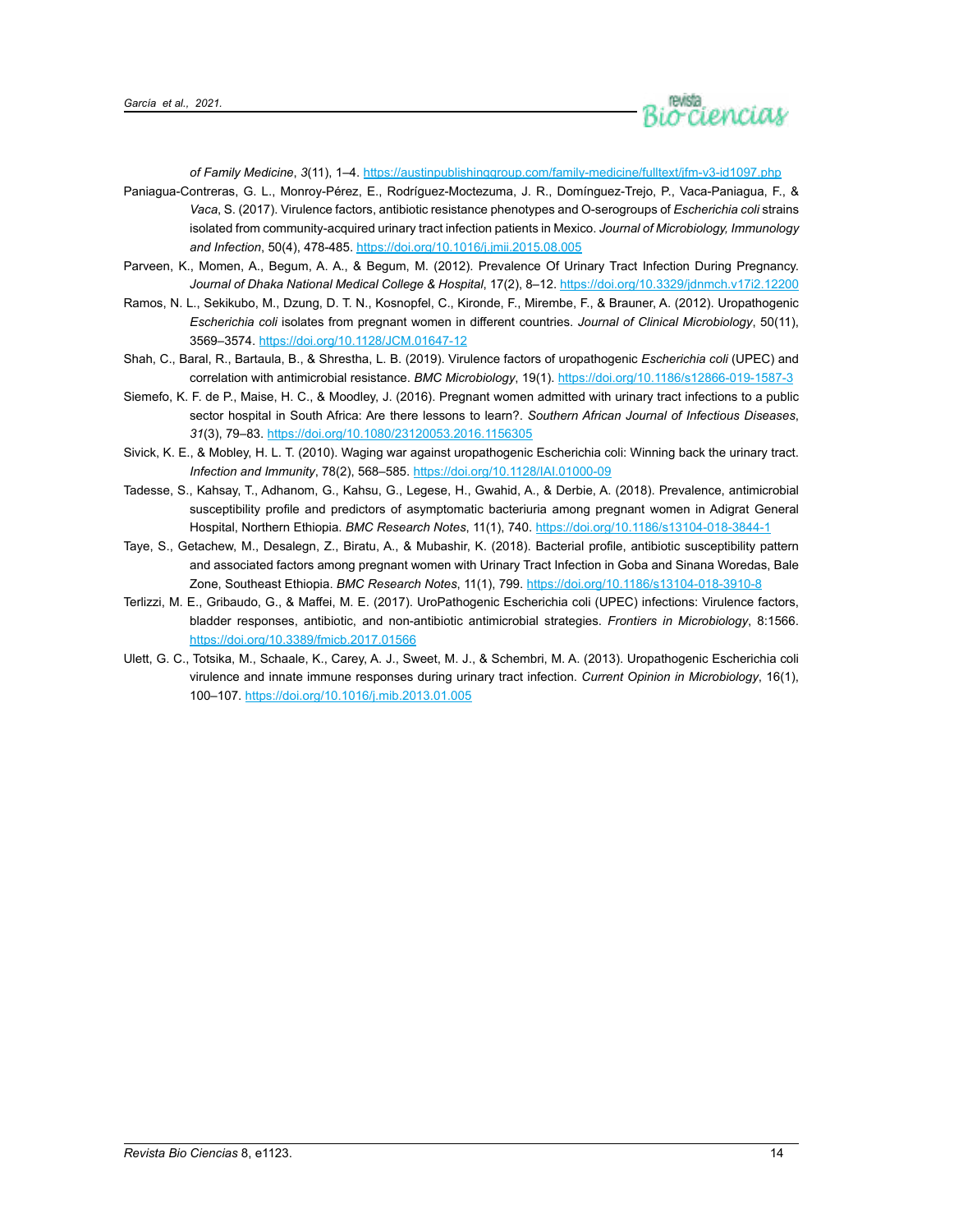*of Family Medicine*, *3*(11), 1–4. https://austinpublishinggroup.com/family-medicine/fulltext/jfm-v3-id1097.php

Paniagua-Contreras, G. L., Monroy-Pérez, E., Rodríguez-Moctezuma, J. R., Domínguez-Trejo, P., Vaca-Paniagua, F., & *Vaca*, S. (2017). Virulence factors, antibiotic resistance phenotypes and O-serogroups of *Escherichia coli* strains isolated from community-acquired urinary tract infection patients in Mexico. *Journal of Microbiology, Immunology and Infection*, 50(4), 478-485. https://doi.org/10.1016/j.jmii.2015.08.005

Parveen, K., Momen, A., Begum, A. A., & Begum, M. (2012). Prevalence Of Urinary Tract Infection During Pregnancy. *Journal of Dhaka National Medical College & Hospital*, 17(2), 8–12. https://doi.org/10.3329/jdnmch.v17i2.12200

Ramos, N. L., Sekikubo, M., Dzung, D. T. N., Kosnopfel, C., Kironde, F., Mirembe, F., & Brauner, A. (2012). Uropathogenic *Escherichia coli* isolates from pregnant women in different countries. *Journal of Clinical Microbiology*, 50(11), 3569–3574. https://doi.org/10.1128/JCM.01647-12

Shah, C., Baral, R., Bartaula, B., & Shrestha, L. B. (2019). Virulence factors of uropathogenic *Escherichia coli* (UPEC) and correlation with antimicrobial resistance. *BMC Microbiology*, 19(1). https://doi.org/10.1186/s12866-019-1587-3

Siemefo, K. F. de P., Maise, H. C., & Moodley, J. (2016). Pregnant women admitted with urinary tract infections to a public sector hospital in South Africa: Are there lessons to learn?. *Southern African Journal of Infectious Diseases*, *31*(3), 79–83. https://doi.org/10.1080/23120053.2016.1156305

Sivick, K. E., & Mobley, H. L. T. (2010). Waging war against uropathogenic Escherichia coli: Winning back the urinary tract. *Infection and Immunity*, 78(2), 568–585. https://doi.org/10.1128/IAI.01000-09

Tadesse, S., Kahsay, T., Adhanom, G., Kahsu, G., Legese, H., Gwahid, A., & Derbie, A. (2018). Prevalence, antimicrobial susceptibility profile and predictors of asymptomatic bacteriuria among pregnant women in Adigrat General Hospital, Northern Ethiopia. *BMC Research Notes*, 11(1), 740. https://doi.org/10.1186/s13104-018-3844-1

Taye, S., Getachew, M., Desalegn, Z., Biratu, A., & Mubashir, K. (2018). Bacterial profile, antibiotic susceptibility pattern and associated factors among pregnant women with Urinary Tract Infection in Goba and Sinana Woredas, Bale Zone, Southeast Ethiopia. *BMC Research Notes*, 11(1), 799. https://doi.org/10.1186/s13104-018-3910-8

Terlizzi, M. E., Gribaudo, G., & Maffei, M. E. (2017). UroPathogenic Escherichia coli (UPEC) infections: Virulence factors, bladder responses, antibiotic, and non-antibiotic antimicrobial strategies. *Frontiers in Microbiology*, 8:1566. https://doi.org/10.3389/fmicb.2017.01566

Ulett, G. C., Totsika, M., Schaale, K., Carey, A. J., Sweet, M. J., & Schembri, M. A. (2013). Uropathogenic Escherichia coli virulence and innate immune responses during urinary tract infection. *Current Opinion in Microbiology*, 16(1), 100–107. https://doi.org/10.1016/j.mib.2013.01.005